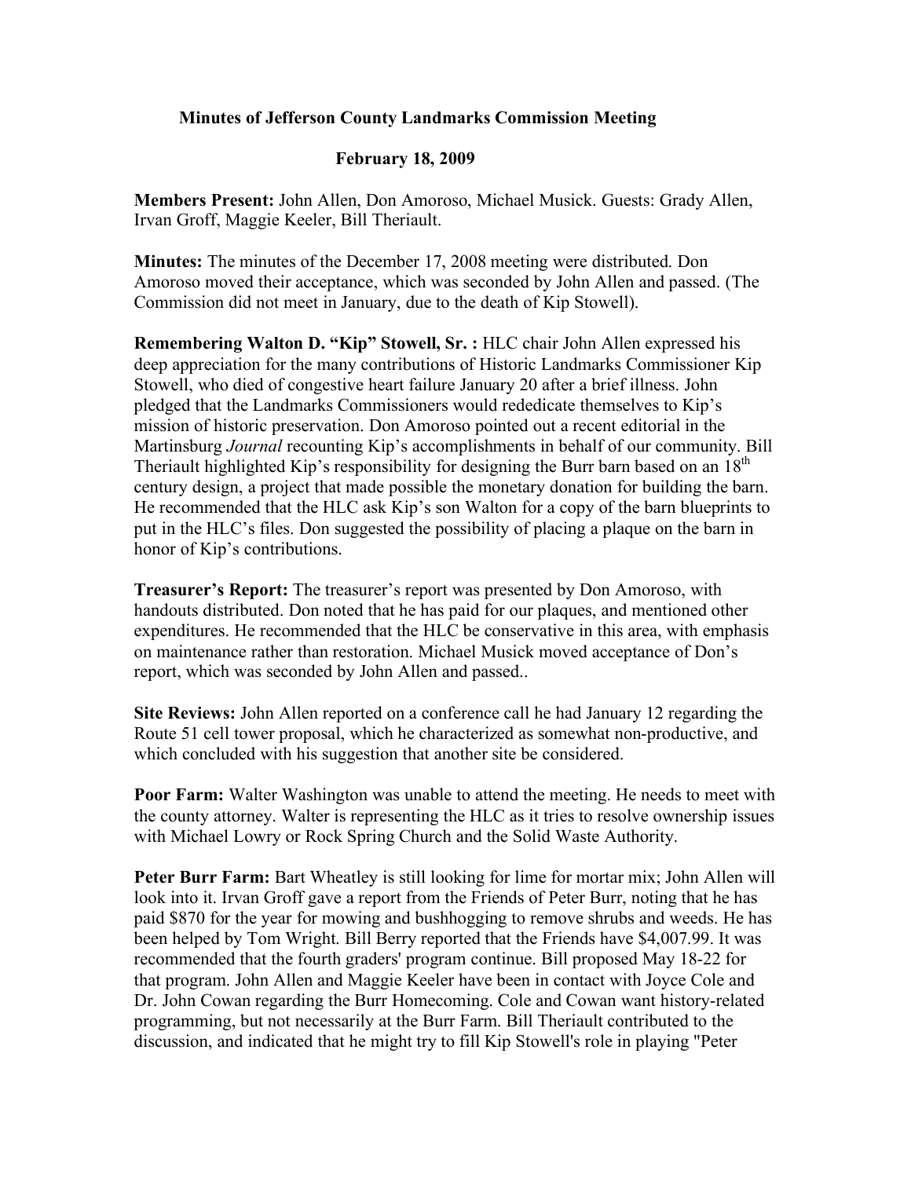**Minutes of Jefferson County Landmarks Commission Meeting**

**February 18, 2009**

**Members Present:** John Allen, Don Amoroso, Michael Musick. Guests: Grady Allen, Irvan Groff, Maggie Keeler, Bill Theriault.

**Minutes:** The minutes of the December 17, 2008 meeting were distributed. Don Amoroso moved their acceptance, which was seconded by John Allen and passed. (The Commission did not meet in January, due to the death of Kip Stowell).

**Remembering Walton D. "Kip" Stowell, Sr. :** HLC chair John Allen expressed his deep appreciation for the many contributions of Historic Landmarks Commissioner Kip Stowell, who died of congestive heart failure January 20 after a brief illness. John pledged that the Landmarks Commissioners would rededicate themselves to Kip's mission of historic preservation. Don Amoroso pointed out a recent editorial in the Martinsburg *Journal* recounting Kip's accomplishments in behalf of our community. Bill Theriault highlighted Kip's responsibility for designing the Burr barn based on an 18th century design, a project that made possible the monetary donation for building the barn. He recommended that the HLC ask Kip's son Walton for a copy of the barn blueprints to put in the HLC's files. Don suggested the possibility of placing a plaque on the barn in honor of Kip's contributions.

**Treasurer's Report:** The treasurer's report was presented by Don Amoroso, with handouts distributed. Don noted that he has paid for our plaques, and mentioned other expenditures. He recommended that the HLC be conservative in this area, with emphasis on maintenance rather than restoration. Michael Musick moved acceptance of Don's report, which was seconded by John Allen and passed..

**Site Reviews:** John Allen reported on a conference call he had January 12 regarding the Route 51 cell tower proposal, which he characterized as somewhat non-productive, and which concluded with his suggestion that another site be considered.

**Poor Farm:** Walter Washington was unable to attend the meeting. He needs to meet with the county attorney. Walter is representing the HLC as it tries to resolve ownership issues with Michael Lowry or Rock Spring Church and the Solid Waste Authority.

**Peter Burr Farm:** Bart Wheatley is still looking for lime for mortar mix; John Allen will look into it. Irvan Groff gave a report from the Friends of Peter Burr, noting that he has paid $870 for the year for mowing and bushhogging to remove shrubs and weeds. He has been helped by Tom Wright. Bill Berry reported that the Friends have $4,007.99. It was recommended that the fourth graders' program continue. Bill proposed May 18-22 for that program. John Allen and Maggie Keeler have been in contact with Joyce Cole and Dr. John Cowan regarding the Burr Homecoming. Cole and Cowan want history-related programming, but not necessarily at the Burr Farm. Bill Theriault contributed to the discussion, and indicated that he might try to fill Kip Stowell's role in playing "Peter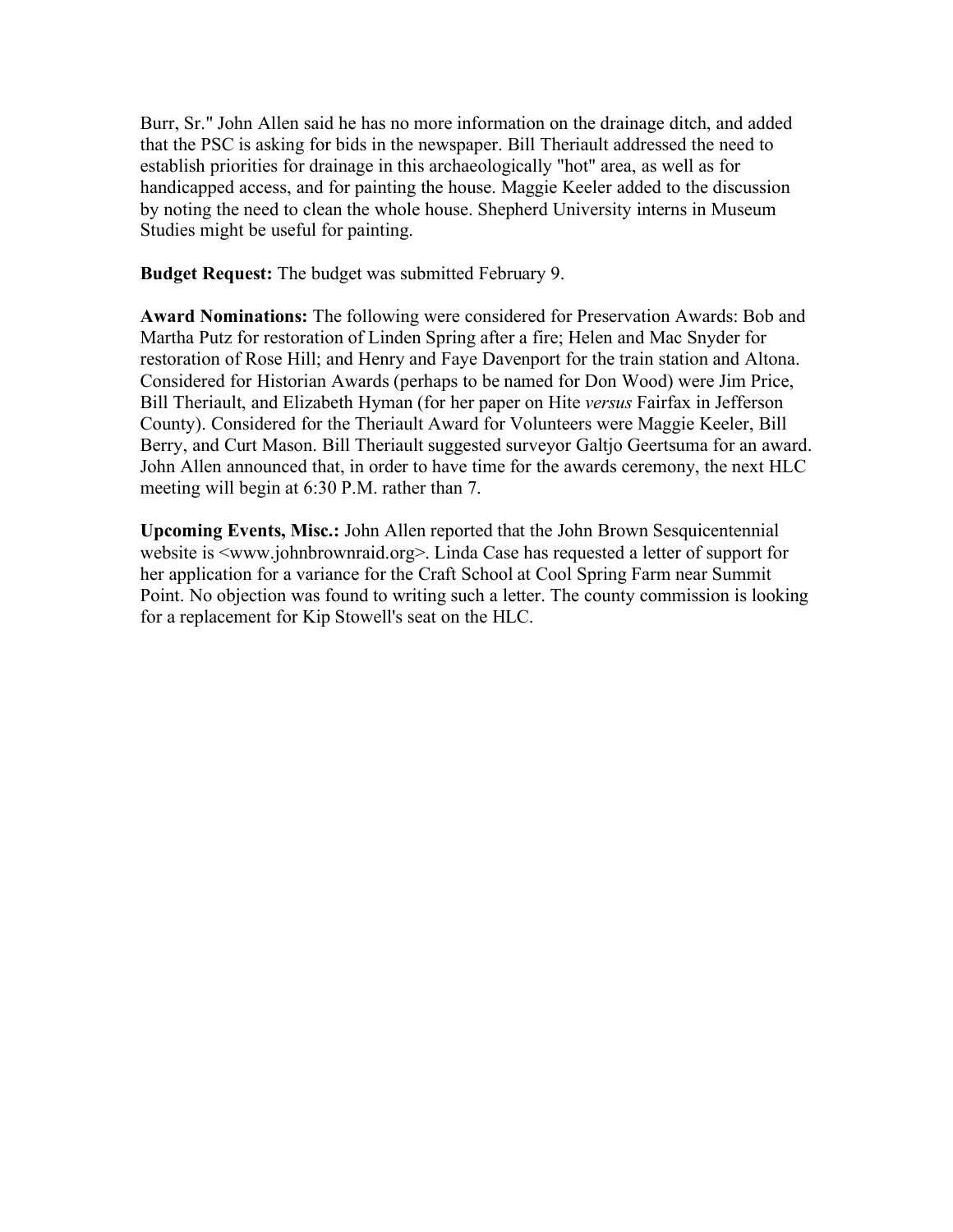Burr, Sr." John Allen said he has no more information on the drainage ditch, and added that the PSC is asking for bids in the newspaper. Bill Theriault addressed the need to establish priorities for drainage in this archaeologically "hot" area, as well as for handicapped access, and for painting the house. Maggie Keeler added to the discussion by noting the need to clean the whole house. Shepherd University interns in Museum Studies might be useful for painting.

**Budget Request:** The budget was submitted February 9.

**Award Nominations:** The following were considered for Preservation Awards: Bob and Martha Putz for restoration of Linden Spring after a fire; Helen and Mac Snyder for restoration of Rose Hill; and Henry and Faye Davenport for the train station and Altona. Considered for Historian Awards (perhaps to be named for Don Wood) were Jim Price, Bill Theriault, and Elizabeth Hyman (for her paper on Hite *versus* Fairfax in Jefferson County). Considered for the Theriault Award for Volunteers were Maggie Keeler, Bill Berry, and Curt Mason. Bill Theriault suggested surveyor Galtjo Geertsuma for an award. John Allen announced that, in order to have time for the awards ceremony, the next HLC meeting will begin at 6:30 P.M. rather than 7.

**Upcoming Events, Misc.:** John Allen reported that the John Brown Sesquicentennial website is <www.johnbrownraid.org>. Linda Case has requested a letter of support for her application for a variance for the Craft School at Cool Spring Farm near Summit Point. No objection was found to writing such a letter. The county commission is looking for a replacement for Kip Stowell's seat on the HLC.